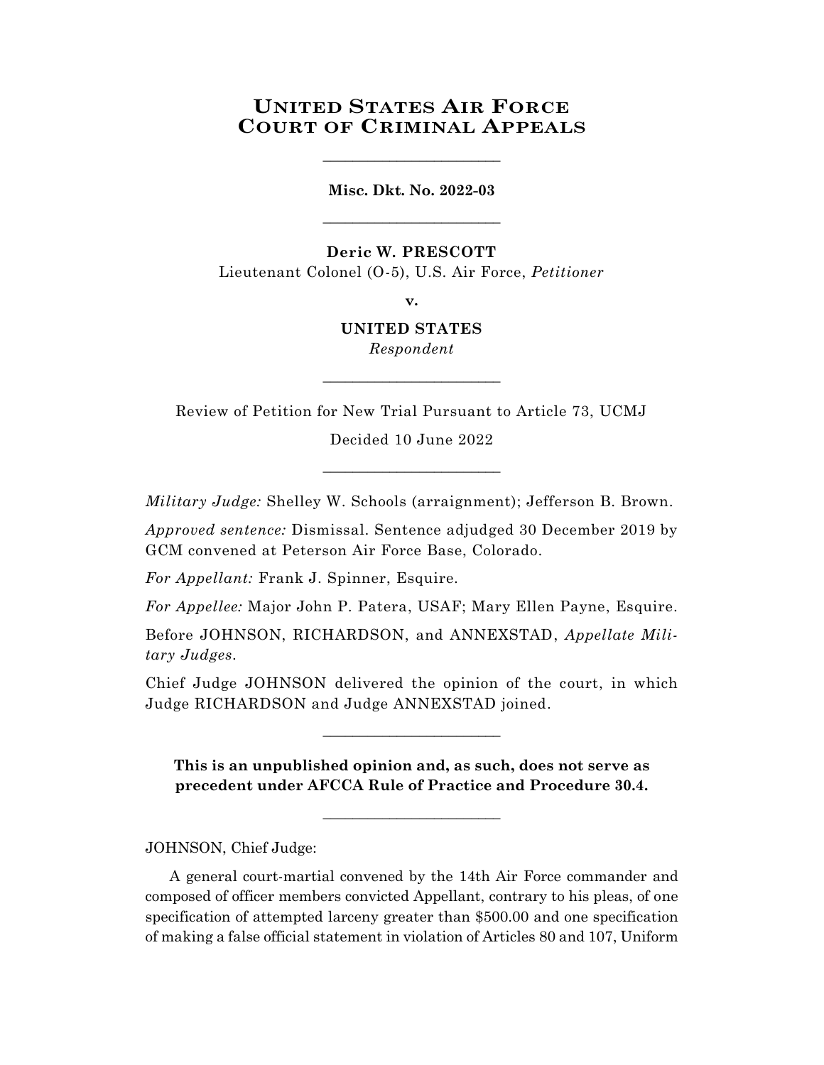# United States Air Force
# Court of Criminal Appeals

---

**Misc. Dkt. No. 2022-03**

---

**Deric W. PRESCOTT**
Lieutenant Colonel (O-5), U.S. Air Force, *Petitioner*

**v.**

**UNITED STATES**
*Respondent*

---

Review of Petition for New Trial Pursuant to Article 73, UCMJ

Decided 10 June 2022

---

*Military Judge:* Shelley W. Schools (arraignment); Jefferson B. Brown.

*Approved sentence:* Dismissal. Sentence adjudged 30 December 2019 by GCM convened at Peterson Air Force Base, Colorado.

*For Appellant:* Frank J. Spinner, Esquire.

*For Appellee:* Major John P. Patera, USAF; Mary Ellen Payne, Esquire.

Before JOHNSON, RICHARDSON, and ANNEXSTAD, *Appellate Military Judges*.

Chief Judge JOHNSON delivered the opinion of the court, in which Judge RICHARDSON and Judge ANNEXSTAD joined.

---

**This is an unpublished opinion and, as such, does not serve as precedent under AFCCA Rule of Practice and Procedure 30.4.**

---

JOHNSON, Chief Judge:

A general court-martial convened by the 14th Air Force commander and composed of officer members convicted Appellant, contrary to his pleas, of one specification of attempted larceny greater than $500.00 and one specification of making a false official statement in violation of Articles 80 and 107, Uniform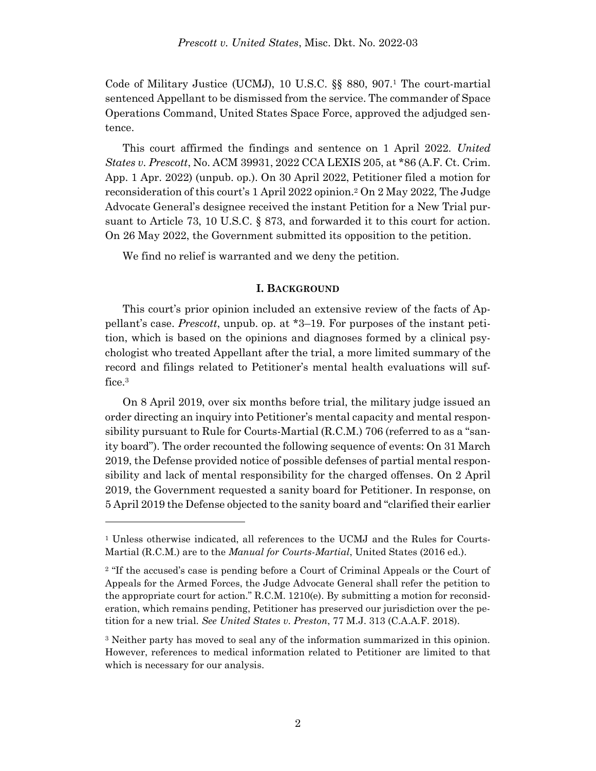Code of Military Justice (UCMJ), 10 U.S.C. §§ 880, 907.[1] The court-martial sentenced Appellant to be dismissed from the service. The commander of Space Operations Command, United States Space Force, approved the adjudged sentence.

This court affirmed the findings and sentence on 1 April 2022. *United States v. Prescott*, No. ACM 39931, 2022 CCA LEXIS 205, at *86 (A.F. Ct. Crim. App. 1 Apr. 2022) (unpub. op.). On 30 April 2022, Petitioner filed a motion for reconsideration of this court's 1 April 2022 opinion.[2] On 2 May 2022, The Judge Advocate General's designee received the instant Petition for a New Trial pursuant to Article 73, 10 U.S.C. § 873, and forwarded it to this court for action. On 26 May 2022, the Government submitted its opposition to the petition.

We find no relief is warranted and we deny the petition.

## I. BACKGROUND

This court's prior opinion included an extensive review of the facts of Appellant's case. *Prescott*, unpub. op. at *3–19. For purposes of the instant petition, which is based on the opinions and diagnoses formed by a clinical psychologist who treated Appellant after the trial, a more limited summary of the record and filings related to Petitioner's mental health evaluations will suffice.[3]

On 8 April 2019, over six months before trial, the military judge issued an order directing an inquiry into Petitioner's mental capacity and mental responsibility pursuant to Rule for Courts-Martial (R.C.M.) 706 (referred to as a "sanity board"). The order recounted the following sequence of events: On 31 March 2019, the Defense provided notice of possible defenses of partial mental responsibility and lack of mental responsibility for the charged offenses. On 2 April 2019, the Government requested a sanity board for Petitioner. In response, on 5 April 2019 the Defense objected to the sanity board and "clarified their earlier

---

[1] Unless otherwise indicated, all references to the UCMJ and the Rules for Courts-Martial (R.C.M.) are to the *Manual for Courts-Martial*, United States (2016 ed.).

[2] "If the accused's case is pending before a Court of Criminal Appeals or the Court of Appeals for the Armed Forces, the Judge Advocate General shall refer the petition to the appropriate court for action." R.C.M. 1210(e). By submitting a motion for reconsideration, which remains pending, Petitioner has preserved our jurisdiction over the petition for a new trial. *See United States v. Preston*, 77 M.J. 313 (C.A.A.F. 2018).

[3] Neither party has moved to seal any of the information summarized in this opinion. However, references to medical information related to Petitioner are limited to that which is necessary for our analysis.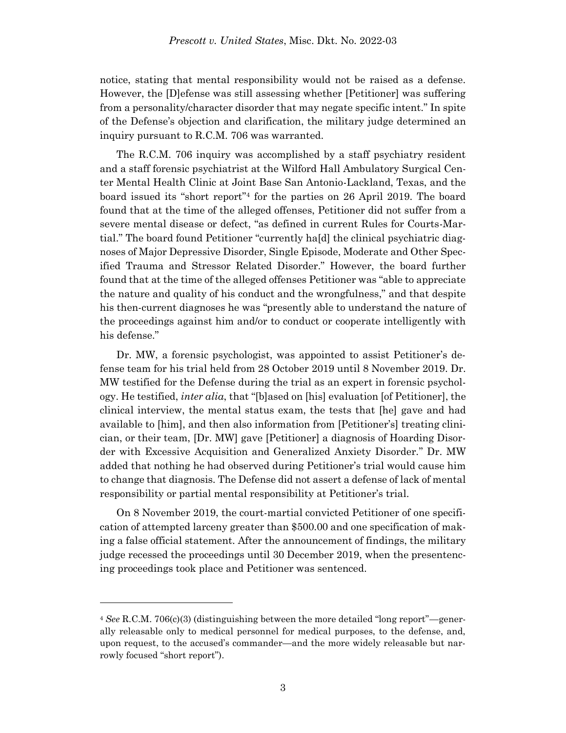notice, stating that mental responsibility would not be raised as a defense. However, the [D]efense was still assessing whether [Petitioner] was suffering from a personality/character disorder that may negate specific intent." In spite of the Defense's objection and clarification, the military judge determined an inquiry pursuant to R.C.M. 706 was warranted.

The R.C.M. 706 inquiry was accomplished by a staff psychiatry resident and a staff forensic psychiatrist at the Wilford Hall Ambulatory Surgical Center Mental Health Clinic at Joint Base San Antonio-Lackland, Texas, and the board issued its "short report"[4] for the parties on 26 April 2019. The board found that at the time of the alleged offenses, Petitioner did not suffer from a severe mental disease or defect, "as defined in current Rules for Courts-Martial." The board found Petitioner "currently ha[d] the clinical psychiatric diagnoses of Major Depressive Disorder, Single Episode, Moderate and Other Specified Trauma and Stressor Related Disorder." However, the board further found that at the time of the alleged offenses Petitioner was "able to appreciate the nature and quality of his conduct and the wrongfulness," and that despite his then-current diagnoses he was "presently able to understand the nature of the proceedings against him and/or to conduct or cooperate intelligently with his defense."

Dr. MW, a forensic psychologist, was appointed to assist Petitioner's defense team for his trial held from 28 October 2019 until 8 November 2019. Dr. MW testified for the Defense during the trial as an expert in forensic psychology. He testified, *inter alia*, that "[b]ased on [his] evaluation [of Petitioner], the clinical interview, the mental status exam, the tests that [he] gave and had available to [him], and then also information from [Petitioner's] treating clinician, or their team, [Dr. MW] gave [Petitioner] a diagnosis of Hoarding Disorder with Excessive Acquisition and Generalized Anxiety Disorder." Dr. MW added that nothing he had observed during Petitioner's trial would cause him to change that diagnosis. The Defense did not assert a defense of lack of mental responsibility or partial mental responsibility at Petitioner's trial.

On 8 November 2019, the court-martial convicted Petitioner of one specification of attempted larceny greater than $500.00 and one specification of making a false official statement. After the announcement of findings, the military judge recessed the proceedings until 30 December 2019, when the presentencing proceedings took place and Petitioner was sentenced.

---

[4] *See* R.C.M. 706(c)(3) (distinguishing between the more detailed "long report"—generally releasable only to medical personnel for medical purposes, to the defense, and, upon request, to the accused's commander—and the more widely releasable but narrowly focused "short report").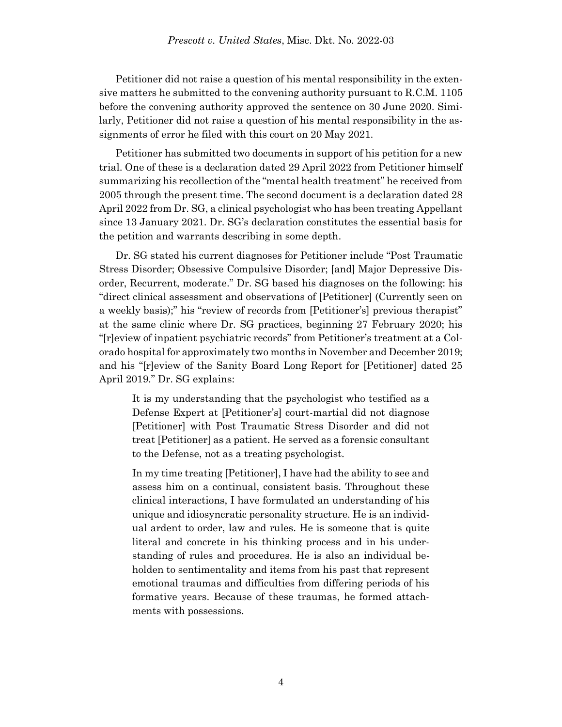Petitioner did not raise a question of his mental responsibility in the extensive matters he submitted to the convening authority pursuant to R.C.M. 1105 before the convening authority approved the sentence on 30 June 2020. Similarly, Petitioner did not raise a question of his mental responsibility in the assignments of error he filed with this court on 20 May 2021.

Petitioner has submitted two documents in support of his petition for a new trial. One of these is a declaration dated 29 April 2022 from Petitioner himself summarizing his recollection of the "mental health treatment" he received from 2005 through the present time. The second document is a declaration dated 28 April 2022 from Dr. SG, a clinical psychologist who has been treating Appellant since 13 January 2021. Dr. SG's declaration constitutes the essential basis for the petition and warrants describing in some depth.

Dr. SG stated his current diagnoses for Petitioner include "Post Traumatic Stress Disorder; Obsessive Compulsive Disorder; [and] Major Depressive Disorder, Recurrent, moderate." Dr. SG based his diagnoses on the following: his "direct clinical assessment and observations of [Petitioner] (Currently seen on a weekly basis);" his "review of records from [Petitioner's] previous therapist" at the same clinic where Dr. SG practices, beginning 27 February 2020; his "[r]eview of inpatient psychiatric records" from Petitioner's treatment at a Colorado hospital for approximately two months in November and December 2019; and his "[r]eview of the Sanity Board Long Report for [Petitioner] dated 25 April 2019." Dr. SG explains:

> It is my understanding that the psychologist who testified as a Defense Expert at [Petitioner's] court-martial did not diagnose [Petitioner] with Post Traumatic Stress Disorder and did not treat [Petitioner] as a patient. He served as a forensic consultant to the Defense, not as a treating psychologist.
>
> In my time treating [Petitioner], I have had the ability to see and assess him on a continual, consistent basis. Throughout these clinical interactions, I have formulated an understanding of his unique and idiosyncratic personality structure. He is an individual ardent to order, law and rules. He is someone that is quite literal and concrete in his thinking process and in his understanding of rules and procedures. He is also an individual beholden to sentimentality and items from his past that represent emotional traumas and difficulties from differing periods of his formative years. Because of these traumas, he formed attachments with possessions.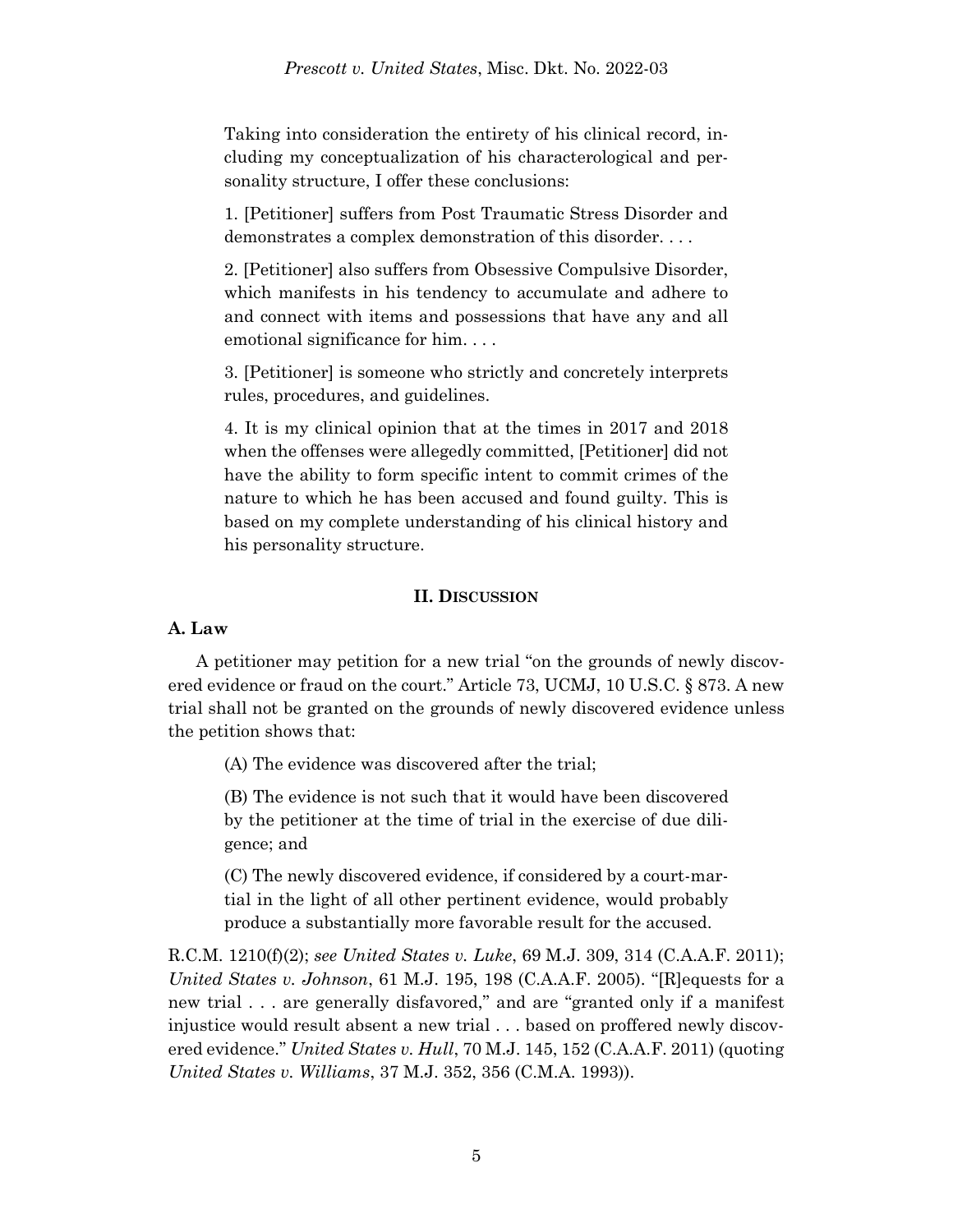> Taking into consideration the entirety of his clinical record, including my conceptualization of his characterological and personality structure, I offer these conclusions:
>
> 1. [Petitioner] suffers from Post Traumatic Stress Disorder and demonstrates a complex demonstration of this disorder. . . .
>
> 2. [Petitioner] also suffers from Obsessive Compulsive Disorder, which manifests in his tendency to accumulate and adhere to and connect with items and possessions that have any and all emotional significance for him. . . .
>
> 3. [Petitioner] is someone who strictly and concretely interprets rules, procedures, and guidelines.
>
> 4. It is my clinical opinion that at the times in 2017 and 2018 when the offenses were allegedly committed, [Petitioner] did not have the ability to form specific intent to commit crimes of the nature to which he has been accused and found guilty. This is based on my complete understanding of his clinical history and his personality structure.

## II. Discussion

### A. Law

A petitioner may petition for a new trial "on the grounds of newly discovered evidence or fraud on the court." Article 73, UCMJ, 10 U.S.C. § 873. A new trial shall not be granted on the grounds of newly discovered evidence unless the petition shows that:

> (A) The evidence was discovered after the trial;
>
> (B) The evidence is not such that it would have been discovered by the petitioner at the time of trial in the exercise of due diligence; and
>
> (C) The newly discovered evidence, if considered by a court-martial in the light of all other pertinent evidence, would probably produce a substantially more favorable result for the accused.

R.C.M. 1210(f)(2); *see United States v. Luke*, 69 M.J. 309, 314 (C.A.A.F. 2011); *United States v. Johnson*, 61 M.J. 195, 198 (C.A.A.F. 2005). "[R]equests for a new trial . . . are generally disfavored," and are "granted only if a manifest injustice would result absent a new trial . . . based on proffered newly discovered evidence." *United States v. Hull*, 70 M.J. 145, 152 (C.A.A.F. 2011) (quoting *United States v. Williams*, 37 M.J. 352, 356 (C.M.A. 1993)).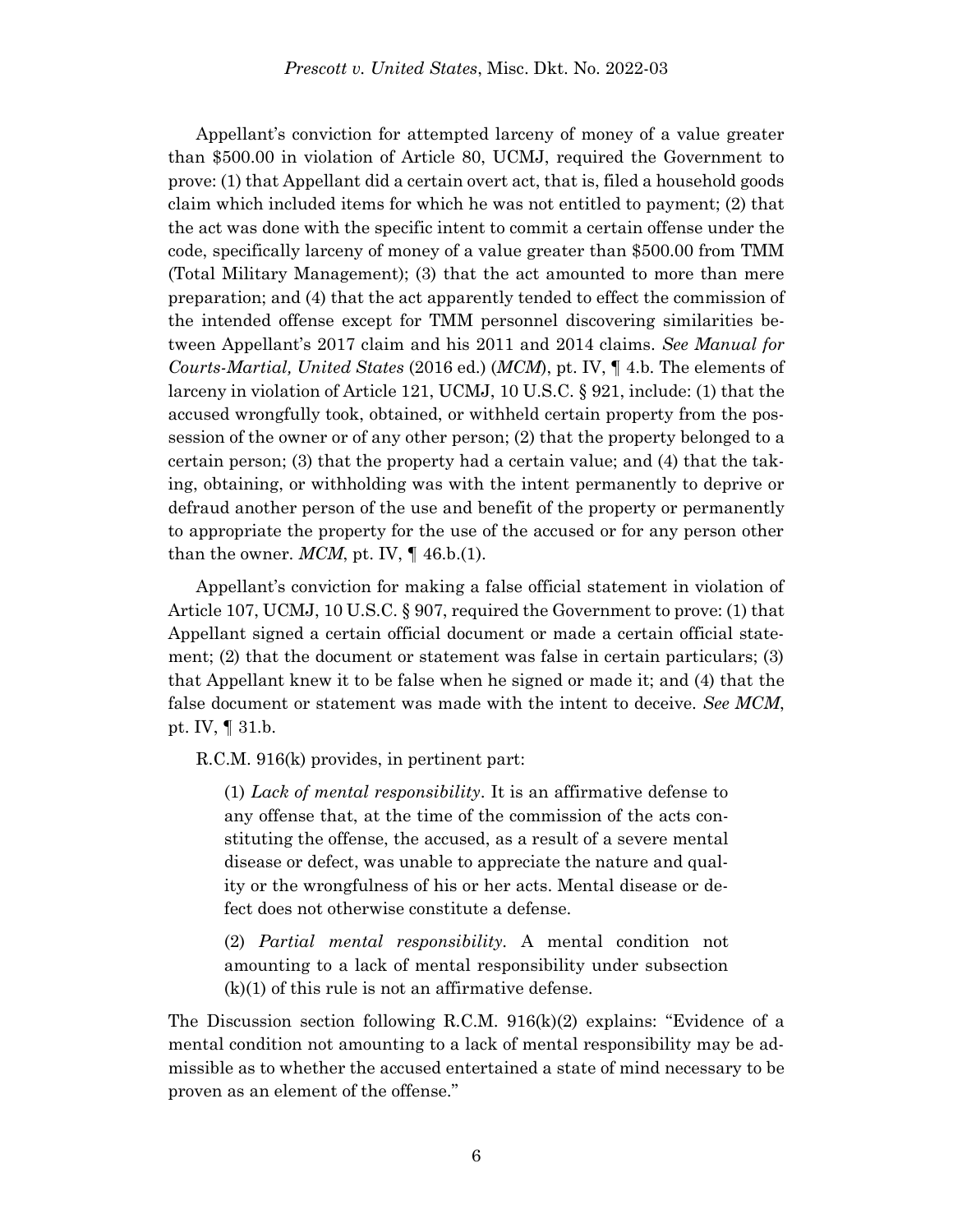Appellant's conviction for attempted larceny of money of a value greater than $500.00 in violation of Article 80, UCMJ, required the Government to prove: (1) that Appellant did a certain overt act, that is, filed a household goods claim which included items for which he was not entitled to payment; (2) that the act was done with the specific intent to commit a certain offense under the code, specifically larceny of money of a value greater than $500.00 from TMM (Total Military Management); (3) that the act amounted to more than mere preparation; and (4) that the act apparently tended to effect the commission of the intended offense except for TMM personnel discovering similarities between Appellant's 2017 claim and his 2011 and 2014 claims. *See Manual for Courts-Martial, United States* (2016 ed.) (*MCM*), pt. IV, ¶ 4.b. The elements of larceny in violation of Article 121, UCMJ, 10 U.S.C. § 921, include: (1) that the accused wrongfully took, obtained, or withheld certain property from the possession of the owner or of any other person; (2) that the property belonged to a certain person; (3) that the property had a certain value; and (4) that the taking, obtaining, or withholding was with the intent permanently to deprive or defraud another person of the use and benefit of the property or permanently to appropriate the property for the use of the accused or for any person other than the owner. *MCM*, pt. IV, ¶ 46.b.(1).

Appellant's conviction for making a false official statement in violation of Article 107, UCMJ, 10 U.S.C. § 907, required the Government to prove: (1) that Appellant signed a certain official document or made a certain official statement; (2) that the document or statement was false in certain particulars; (3) that Appellant knew it to be false when he signed or made it; and (4) that the false document or statement was made with the intent to deceive. *See MCM*, pt. IV, ¶ 31.b.

R.C.M. 916(k) provides, in pertinent part:

> (1) *Lack of mental responsibility*. It is an affirmative defense to any offense that, at the time of the commission of the acts constituting the offense, the accused, as a result of a severe mental disease or defect, was unable to appreciate the nature and quality or the wrongfulness of his or her acts. Mental disease or defect does not otherwise constitute a defense.
>
> (2) *Partial mental responsibility*. A mental condition not amounting to a lack of mental responsibility under subsection (k)(1) of this rule is not an affirmative defense.

The Discussion section following R.C.M. 916(k)(2) explains: "Evidence of a mental condition not amounting to a lack of mental responsibility may be admissible as to whether the accused entertained a state of mind necessary to be proven as an element of the offense."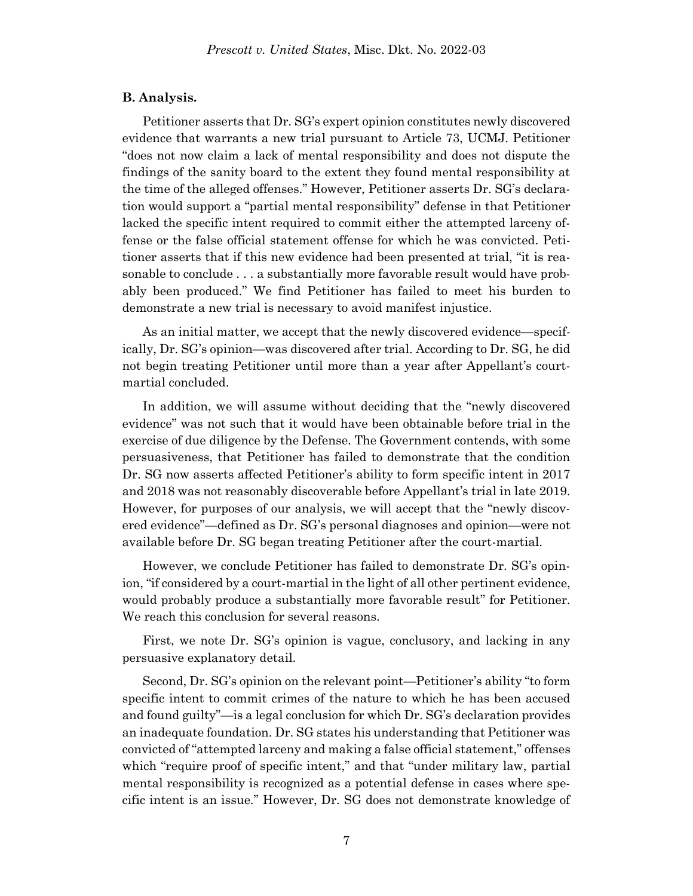### B. Analysis.

Petitioner asserts that Dr. SG's expert opinion constitutes newly discovered evidence that warrants a new trial pursuant to Article 73, UCMJ. Petitioner "does not now claim a lack of mental responsibility and does not dispute the findings of the sanity board to the extent they found mental responsibility at the time of the alleged offenses." However, Petitioner asserts Dr. SG's declaration would support a "partial mental responsibility" defense in that Petitioner lacked the specific intent required to commit either the attempted larceny offense or the false official statement offense for which he was convicted. Petitioner asserts that if this new evidence had been presented at trial, "it is reasonable to conclude . . . a substantially more favorable result would have probably been produced." We find Petitioner has failed to meet his burden to demonstrate a new trial is necessary to avoid manifest injustice.

As an initial matter, we accept that the newly discovered evidence—specifically, Dr. SG's opinion—was discovered after trial. According to Dr. SG, he did not begin treating Petitioner until more than a year after Appellant's court-martial concluded.

In addition, we will assume without deciding that the "newly discovered evidence" was not such that it would have been obtainable before trial in the exercise of due diligence by the Defense. The Government contends, with some persuasiveness, that Petitioner has failed to demonstrate that the condition Dr. SG now asserts affected Petitioner's ability to form specific intent in 2017 and 2018 was not reasonably discoverable before Appellant's trial in late 2019. However, for purposes of our analysis, we will accept that the "newly discovered evidence"—defined as Dr. SG's personal diagnoses and opinion—were not available before Dr. SG began treating Petitioner after the court-martial.

However, we conclude Petitioner has failed to demonstrate Dr. SG's opinion, "if considered by a court-martial in the light of all other pertinent evidence, would probably produce a substantially more favorable result" for Petitioner. We reach this conclusion for several reasons.

First, we note Dr. SG's opinion is vague, conclusory, and lacking in any persuasive explanatory detail.

Second, Dr. SG's opinion on the relevant point—Petitioner's ability "to form specific intent to commit crimes of the nature to which he has been accused and found guilty"—is a legal conclusion for which Dr. SG's declaration provides an inadequate foundation. Dr. SG states his understanding that Petitioner was convicted of "attempted larceny and making a false official statement," offenses which "require proof of specific intent," and that "under military law, partial mental responsibility is recognized as a potential defense in cases where specific intent is an issue." However, Dr. SG does not demonstrate knowledge of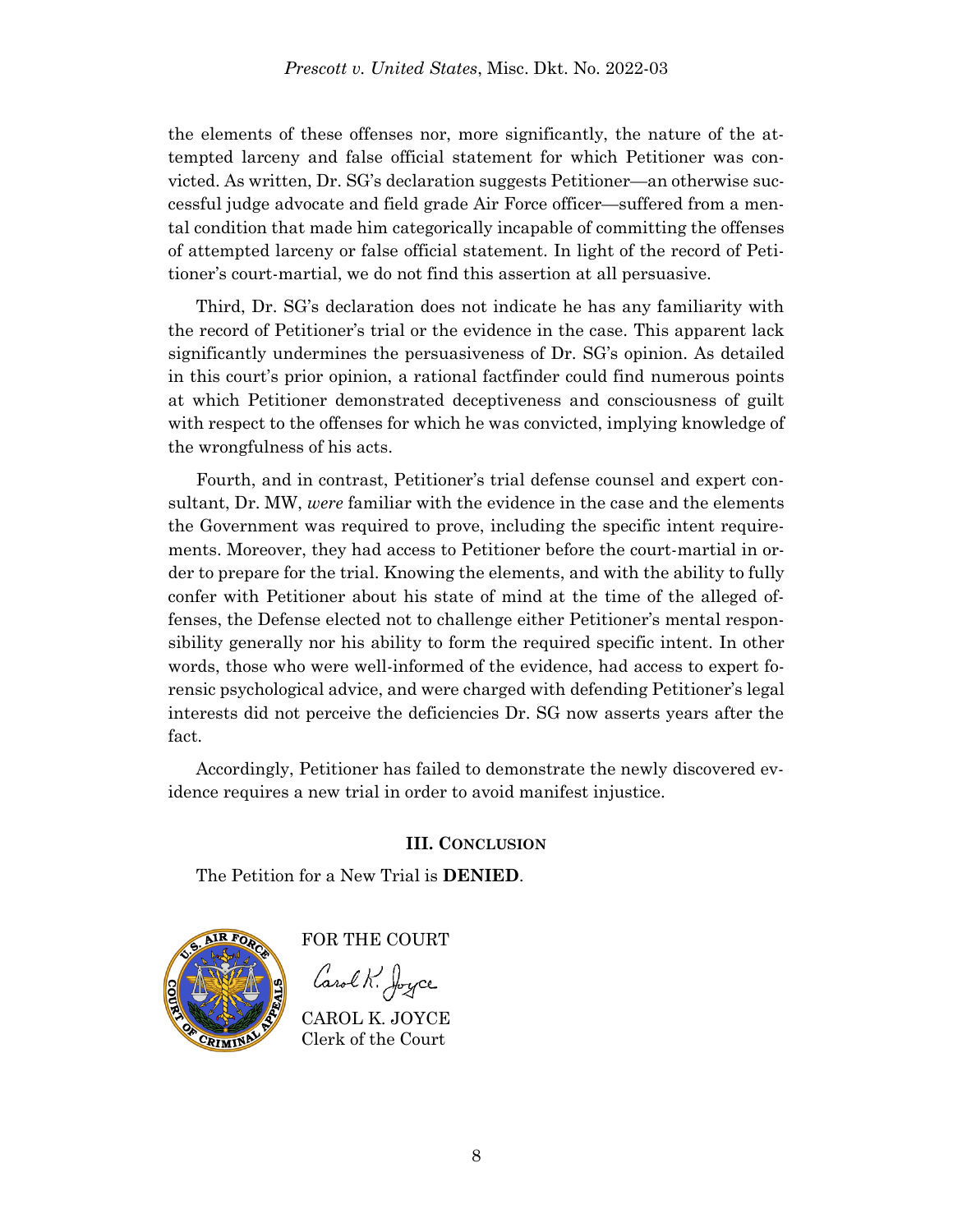the elements of these offenses nor, more significantly, the nature of the attempted larceny and false official statement for which Petitioner was convicted. As written, Dr. SG's declaration suggests Petitioner—an otherwise successful judge advocate and field grade Air Force officer—suffered from a mental condition that made him categorically incapable of committing the offenses of attempted larceny or false official statement. In light of the record of Petitioner's court-martial, we do not find this assertion at all persuasive.

Third, Dr. SG's declaration does not indicate he has any familiarity with the record of Petitioner's trial or the evidence in the case. This apparent lack significantly undermines the persuasiveness of Dr. SG's opinion. As detailed in this court's prior opinion, a rational factfinder could find numerous points at which Petitioner demonstrated deceptiveness and consciousness of guilt with respect to the offenses for which he was convicted, implying knowledge of the wrongfulness of his acts.

Fourth, and in contrast, Petitioner's trial defense counsel and expert consultant, Dr. MW, *were* familiar with the evidence in the case and the elements the Government was required to prove, including the specific intent requirements. Moreover, they had access to Petitioner before the court-martial in order to prepare for the trial. Knowing the elements, and with the ability to fully confer with Petitioner about his state of mind at the time of the alleged offenses, the Defense elected not to challenge either Petitioner's mental responsibility generally nor his ability to form the required specific intent. In other words, those who were well-informed of the evidence, had access to expert forensic psychological advice, and were charged with defending Petitioner's legal interests did not perceive the deficiencies Dr. SG now asserts years after the fact.

Accordingly, Petitioner has failed to demonstrate the newly discovered evidence requires a new trial in order to avoid manifest injustice.

## III. CONCLUSION

The Petition for a New Trial is **DENIED**.

FOR THE COURT

CAROL K. JOYCE
Clerk of the Court